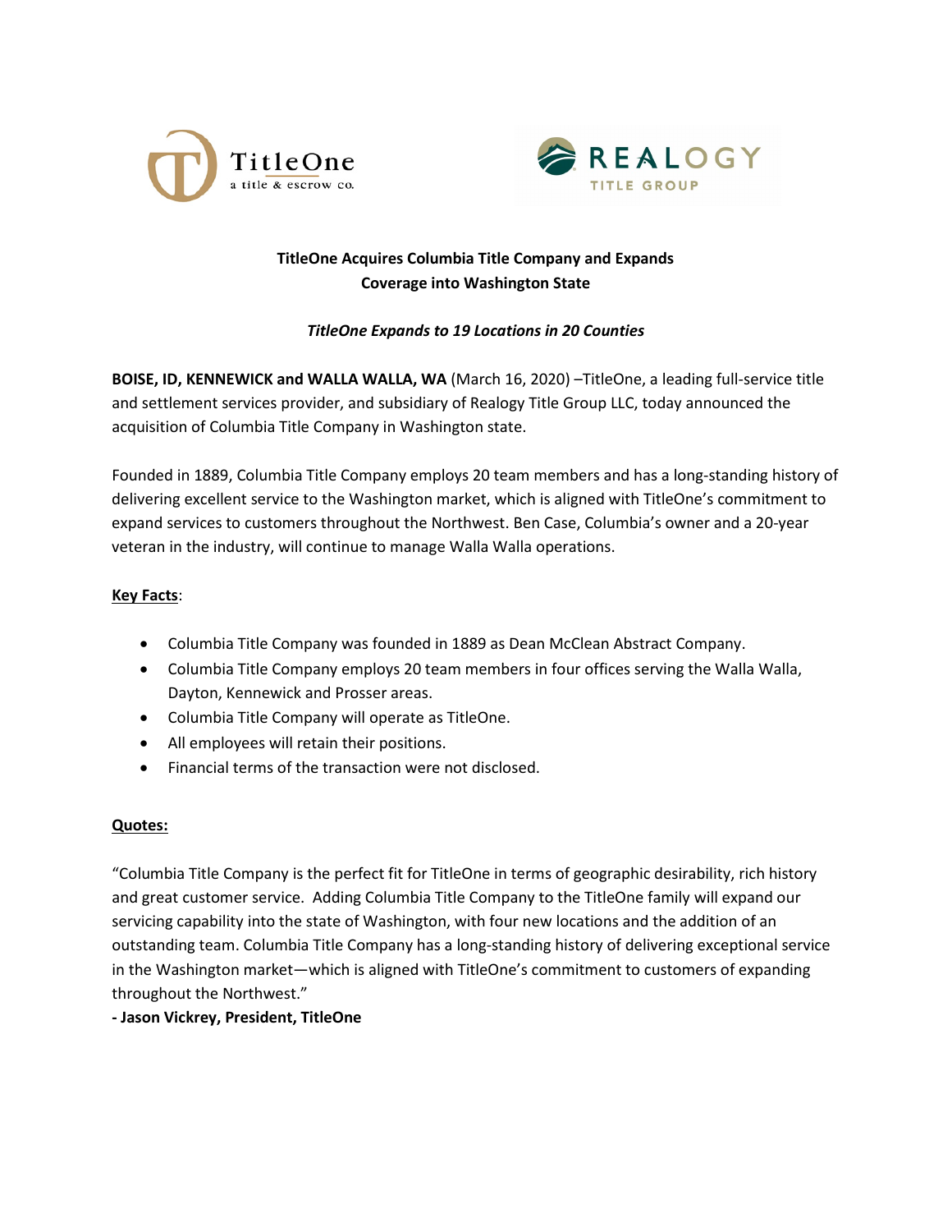TitleOne a title & escrow co.

REALOGY TITLE GROUP

# TitleOne Acquires Columbia Title Company and Expands Coverage into Washington State

***TitleOne Expands to 19 Locations in 20 Counties***

**BOISE, ID, KENNEWICK and WALLA WALLA, WA** (March 16, 2020) –TitleOne, a leading full-service title and settlement services provider, and subsidiary of Realogy Title Group LLC, today announced the acquisition of Columbia Title Company in Washington state.

Founded in 1889, Columbia Title Company employs 20 team members and has a long-standing history of delivering excellent service to the Washington market, which is aligned with TitleOne's commitment to expand services to customers throughout the Northwest. Ben Case, Columbia's owner and a 20-year veteran in the industry, will continue to manage Walla Walla operations.

**Key Facts**:

- Columbia Title Company was founded in 1889 as Dean McClean Abstract Company.
- Columbia Title Company employs 20 team members in four offices serving the Walla Walla, Dayton, Kennewick and Prosser areas.
- Columbia Title Company will operate as TitleOne.
- All employees will retain their positions.
- Financial terms of the transaction were not disclosed.

**Quotes:**

"Columbia Title Company is the perfect fit for TitleOne in terms of geographic desirability, rich history and great customer service. Adding Columbia Title Company to the TitleOne family will expand our servicing capability into the state of Washington, with four new locations and the addition of an outstanding team. Columbia Title Company has a long-standing history of delivering exceptional service in the Washington market—which is aligned with TitleOne's commitment to customers of expanding throughout the Northwest."

**- Jason Vickrey, President, TitleOne**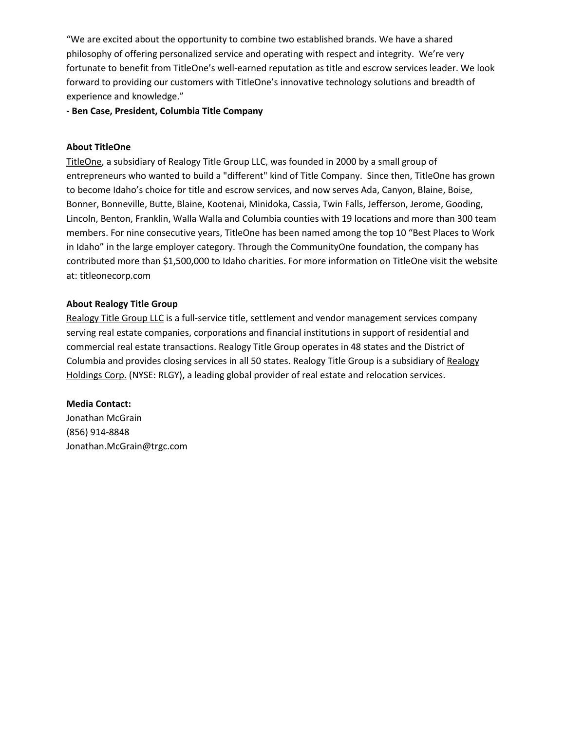"We are excited about the opportunity to combine two established brands. We have a shared philosophy of offering personalized service and operating with respect and integrity. We're very fortunate to benefit from TitleOne's well-earned reputation as title and escrow services leader. We look forward to providing our customers with TitleOne's innovative technology solutions and breadth of experience and knowledge."

**- Ben Case, President, Columbia Title Company**

**About TitleOne**

TitleOne, a subsidiary of Realogy Title Group LLC, was founded in 2000 by a small group of entrepreneurs who wanted to build a "different" kind of Title Company. Since then, TitleOne has grown to become Idaho's choice for title and escrow services, and now serves Ada, Canyon, Blaine, Boise, Bonner, Bonneville, Butte, Blaine, Kootenai, Minidoka, Cassia, Twin Falls, Jefferson, Jerome, Gooding, Lincoln, Benton, Franklin, Walla Walla and Columbia counties with 19 locations and more than 300 team members. For nine consecutive years, TitleOne has been named among the top 10 "Best Places to Work in Idaho" in the large employer category. Through the CommunityOne foundation, the company has contributed more than $1,500,000 to Idaho charities. For more information on TitleOne visit the website at: titleonecorp.com

**About Realogy Title Group**

Realogy Title Group LLC is a full-service title, settlement and vendor management services company serving real estate companies, corporations and financial institutions in support of residential and commercial real estate transactions. Realogy Title Group operates in 48 states and the District of Columbia and provides closing services in all 50 states. Realogy Title Group is a subsidiary of Realogy Holdings Corp. (NYSE: RLGY), a leading global provider of real estate and relocation services.

**Media Contact:**
Jonathan McGrain
(856) 914-8848
Jonathan.McGrain@trgc.com